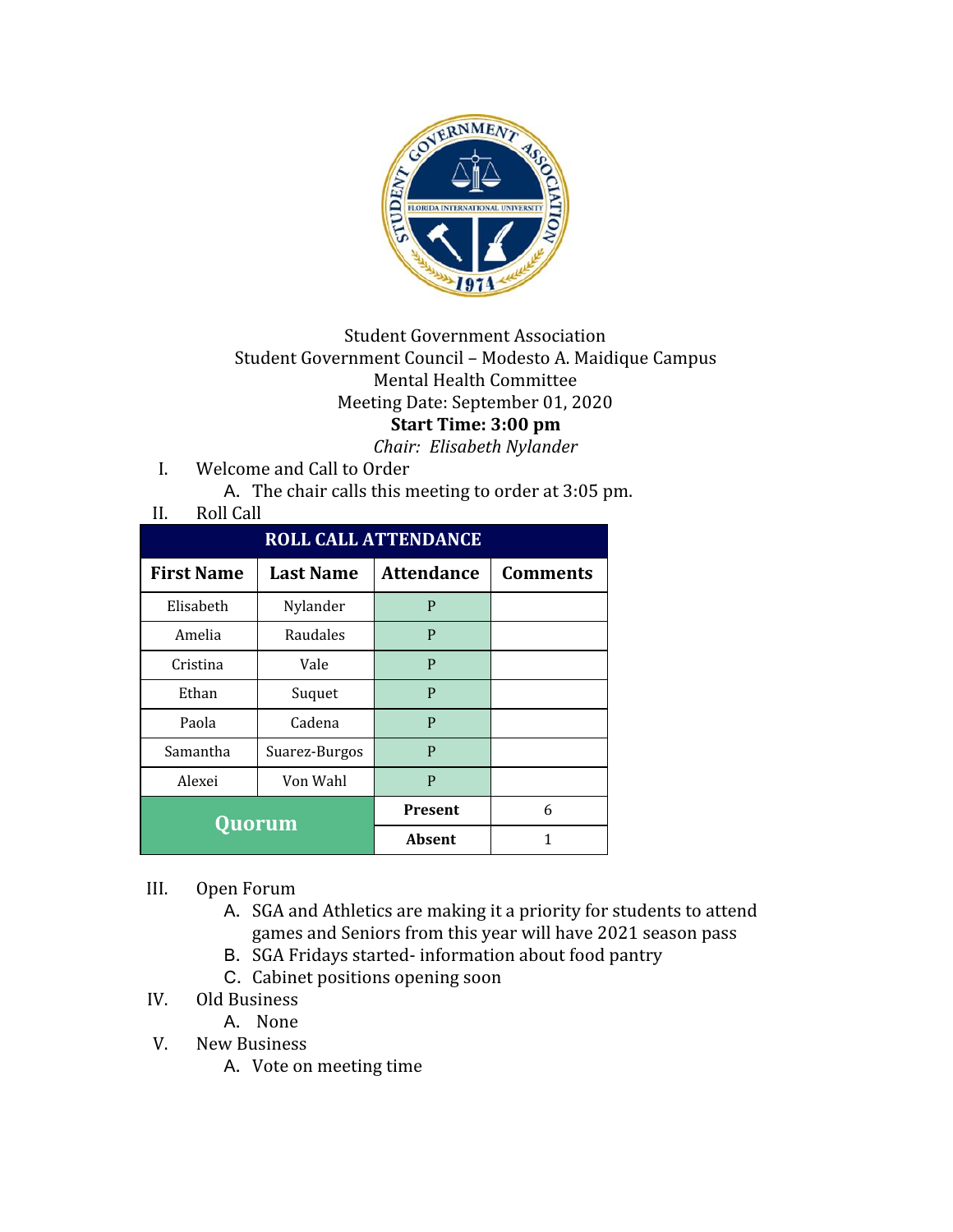Student Government Association
Student Government Council – Modesto A. Maidique Campus
Mental Health Committee
Meeting Date: September 01, 2020
**Start Time: 3:00 pm**
*Chair: Elisabeth Nylander*

I. Welcome and Call to Order
   A. The chair calls this meeting to order at 3:05 pm.

II. Roll Call

| ROLL CALL ATTENDANCE | | | |
|---|---|---|---|
| **First Name** | **Last Name** | **Attendance** | **Comments** |
| Elisabeth | Nylander | P | |
| Amelia | Raudales | P | |
| Cristina | Vale | P | |
| Ethan | Suquet | P | |
| Paola | Cadena | P | |
| Samantha | Suarez-Burgos | P | |
| Alexei | Von Wahl | P | |
| **Quorum** | | **Present** | 6 |
| | | **Absent** | 1 |

III. Open Forum
   A. SGA and Athletics are making it a priority for students to attend games and Seniors from this year will have 2021 season pass
   B. SGA Fridays started- information about food pantry
   C. Cabinet positions opening soon

IV. Old Business
   A. None

V. New Business
   A. Vote on meeting time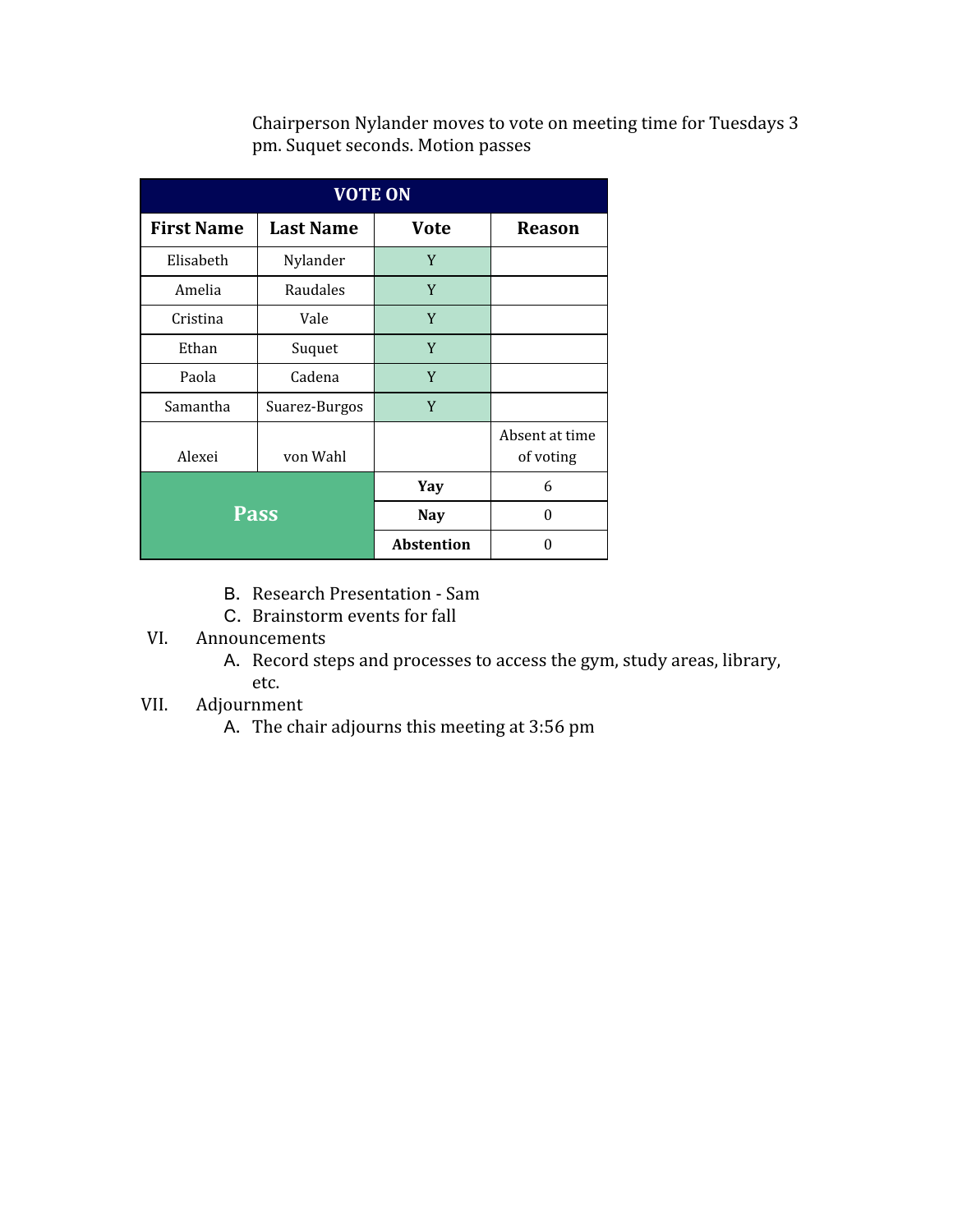Chairperson Nylander moves to vote on meeting time for Tuesdays 3 pm. Suquet seconds. Motion passes

| VOTE ON | | | |
|---|---|---|---|
| **First Name** | **Last Name** | **Vote** | **Reason** |
| Elisabeth | Nylander | Y | |
| Amelia | Raudales | Y | |
| Cristina | Vale | Y | |
| Ethan | Suquet | Y | |
| Paola | Cadena | Y | |
| Samantha | Suarez-Burgos | Y | |
| Alexei | von Wahl | | Absent at time of voting |
| **Pass** | | **Yay** | 6 |
| | | **Nay** | 0 |
| | | **Abstention** | 0 |

B. Research Presentation - Sam

C. Brainstorm events for fall

VI. Announcements

A. Record steps and processes to access the gym, study areas, library, etc.

VII. Adjournment

A. The chair adjourns this meeting at 3:56 pm